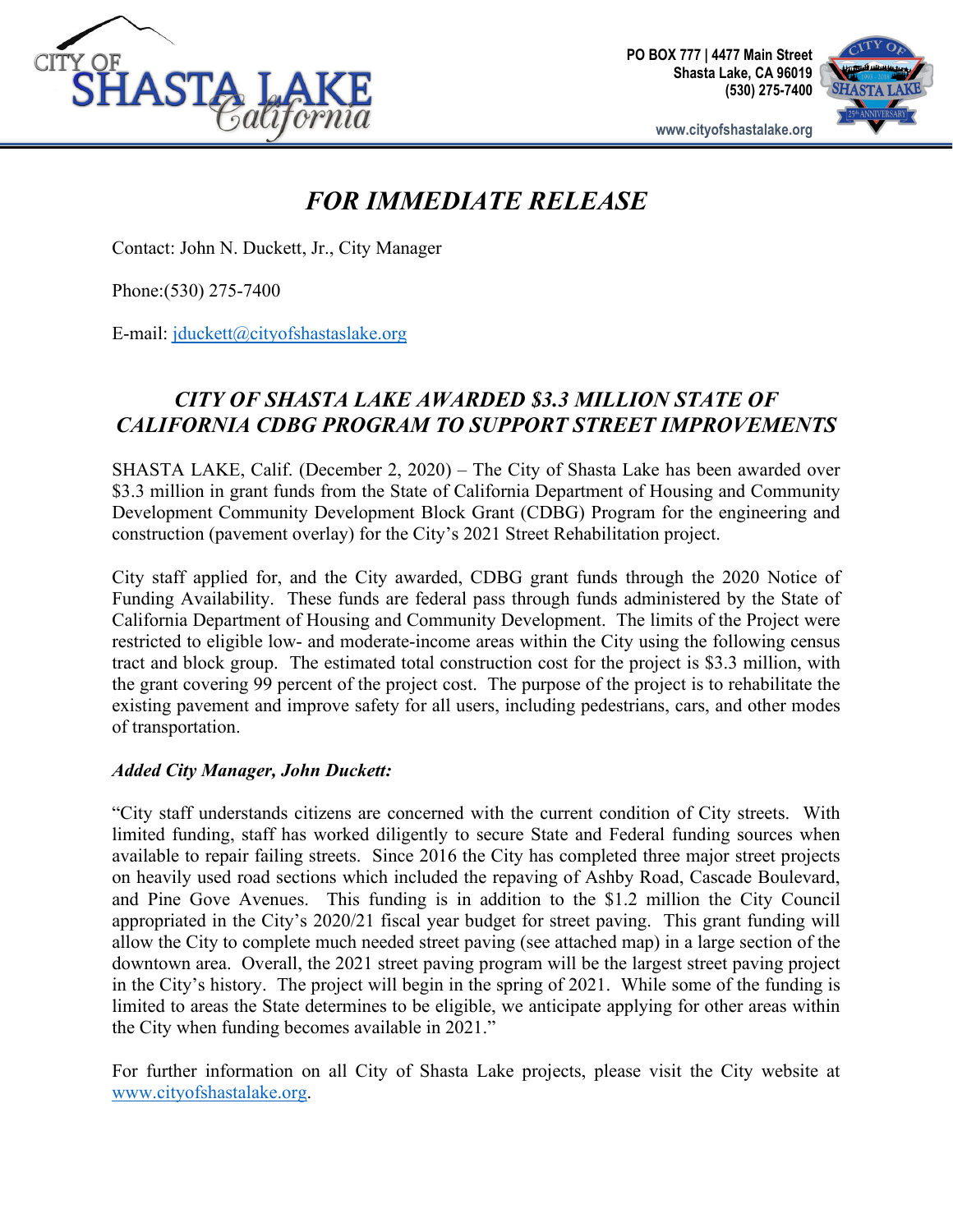CITY OF SHASTA LAKE California

PO BOX 777 | 4477 Main Street
Shasta Lake, CA 96019
(530) 275-7400

www.cityofshastalake.org

# *FOR IMMEDIATE RELEASE*

Contact: John N. Duckett, Jr., City Manager

Phone:(530) 275-7400

E-mail: jduckett@cityofshastaslake.org

## *CITY OF SHASTA LAKE AWARDED $3.3 MILLION STATE OF CALIFORNIA CDBG PROGRAM TO SUPPORT STREET IMPROVEMENTS*

SHASTA LAKE, Calif. (December 2, 2020) – The City of Shasta Lake has been awarded over $3.3 million in grant funds from the State of California Department of Housing and Community Development Community Development Block Grant (CDBG) Program for the engineering and construction (pavement overlay) for the City's 2021 Street Rehabilitation project.

City staff applied for, and the City awarded, CDBG grant funds through the 2020 Notice of Funding Availability. These funds are federal pass through funds administered by the State of California Department of Housing and Community Development. The limits of the Project were restricted to eligible low- and moderate-income areas within the City using the following census tract and block group. The estimated total construction cost for the project is $3.3 million, with the grant covering 99 percent of the project cost. The purpose of the project is to rehabilitate the existing pavement and improve safety for all users, including pedestrians, cars, and other modes of transportation.

***Added City Manager, John Duckett:***

"City staff understands citizens are concerned with the current condition of City streets. With limited funding, staff has worked diligently to secure State and Federal funding sources when available to repair failing streets. Since 2016 the City has completed three major street projects on heavily used road sections which included the repaving of Ashby Road, Cascade Boulevard, and Pine Gove Avenues. This funding is in addition to the $1.2 million the City Council appropriated in the City's 2020/21 fiscal year budget for street paving. This grant funding will allow the City to complete much needed street paving (see attached map) in a large section of the downtown area. Overall, the 2021 street paving program will be the largest street paving project in the City's history. The project will begin in the spring of 2021. While some of the funding is limited to areas the State determines to be eligible, we anticipate applying for other areas within the City when funding becomes available in 2021."

For further information on all City of Shasta Lake projects, please visit the City website at www.cityofshastalake.org.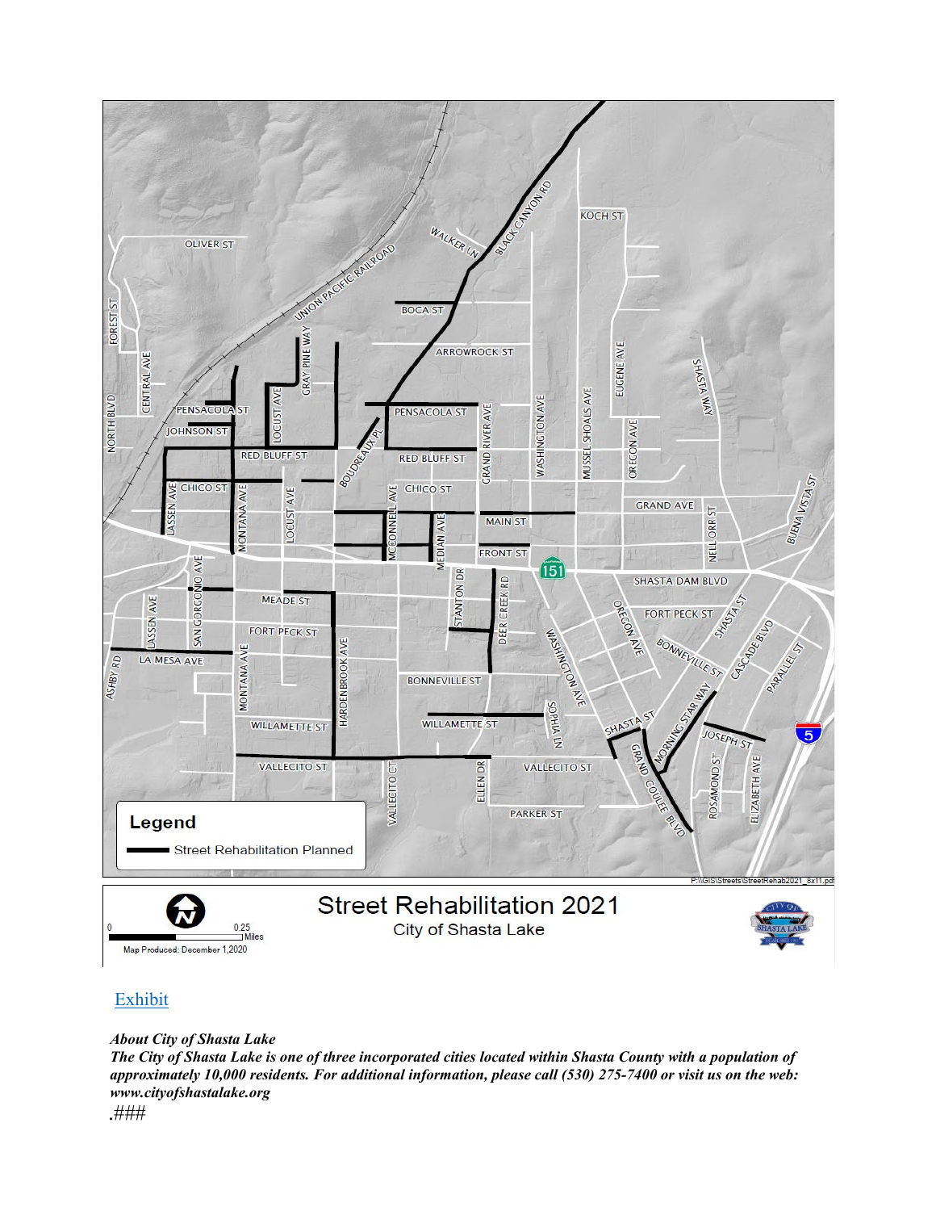# Street Rehabilitation 2021

City of Shasta Lake

Legend

Street Rehabilitation Planned

0 0.25 Miles

Map Produced: December 1,2020

OLIVER ST
FOREST ST
CENTRAL AVE
NORTH BLVD
UNION PACIFIC RAILROAD
WALKER LN
BLACK CANYON RD
KOCH ST
BOCA ST
ARROWROCK ST
GRAY PINE WAY
LOCUST AVE
PENSACOLA ST
JOHNSON ST
RED BLUFF ST
BOUDREAUX PL
PENSACOLA ST
RED BLUFF ST
GRAND RIVER AVE
WASHINGTON AVE
MUSSEL SHOALS AVE
EUGENE AVE
OREGON AVE
SHASTA WAY
BUENA VISTA ST
LASSEN AVE
CHICO ST
MONTANA AVE
LOCUST AVE
MCCONNELL AVE
CHICO ST
MEDIAN AVE
MAIN ST
GRAND AVE
NELL ORR ST
FRONT ST
151
SHASTA DAM BLVD
SAN GORGONIO AVE
LASSEN AVE
MEADE ST
STANTON DR
DEER CREEK RD
FORT PECK ST
FORT PECK ST
OREGON AVE
SHASTA ST
ASHBY RD
LA MESA AVE
MONTANA AVE
HARDENBROOK AVE
WASHINGTON AVE
BONNEVILLE ST
CASCADE BLVD
PARALLEL ST
BONNEVILLE ST
WILLAMETTE ST
WILLAMETTE ST
SOPHIA LN
SHASTA ST
MORNING STAR WAY
JOSEPH ST
5
VALLECITO ST
VALLECITO CT
ELLEN DR
VALLECITO ST
GRAND COULEE BLVD
ROSAMOND ST
ELIZABETH AVE
PARKER ST

P:\GIS\Streets\StreetRehab2021_8x11.pdf

Exhibit

***About City of Shasta Lake***
***The City of Shasta Lake is one of three incorporated cities located within Shasta County with a population of approximately 10,000 residents. For additional information, please call (530) 275-7400 or visit us on the web: www.cityofshastalake.org***

*.###*